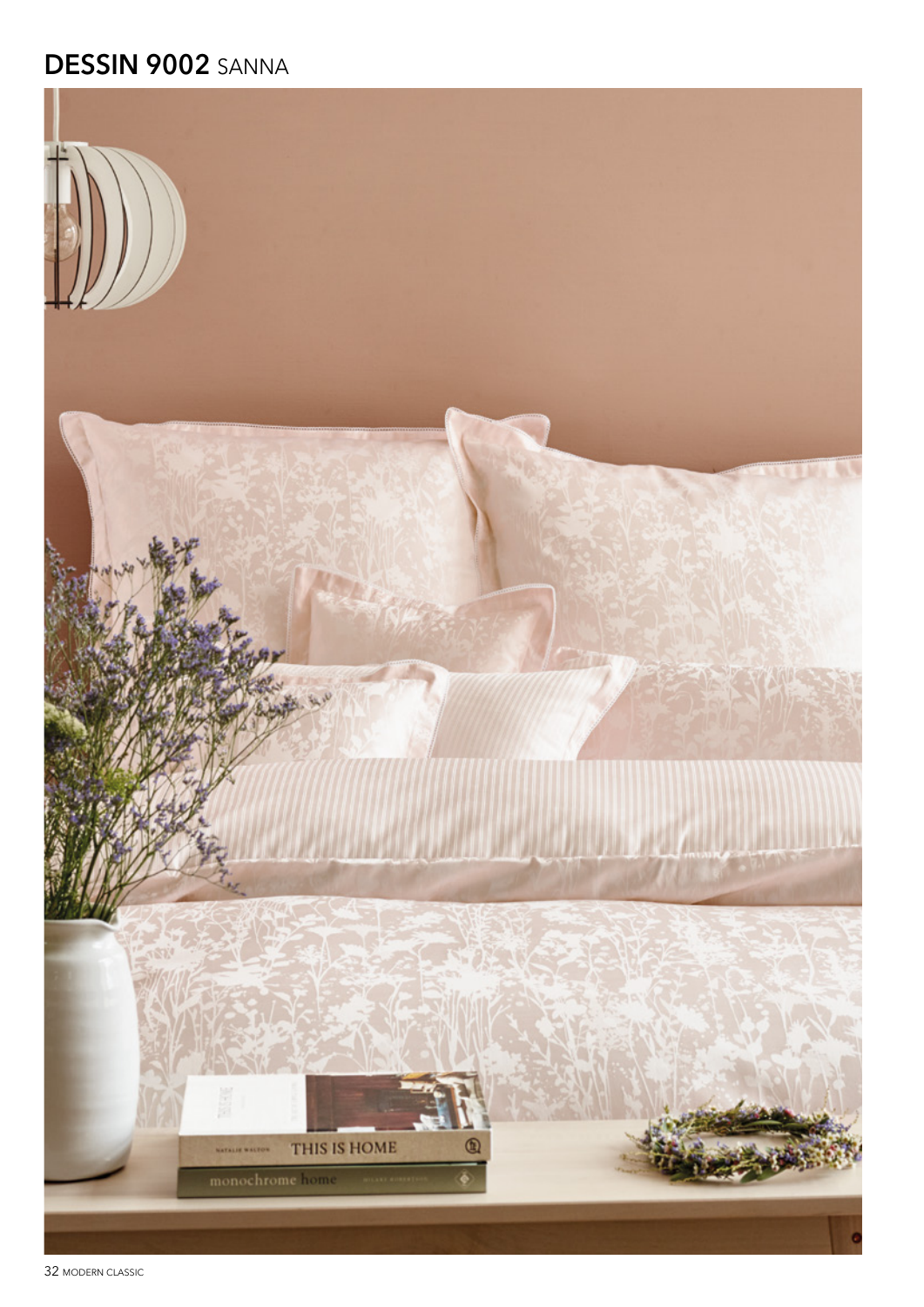## DESSIN 9002 SANNA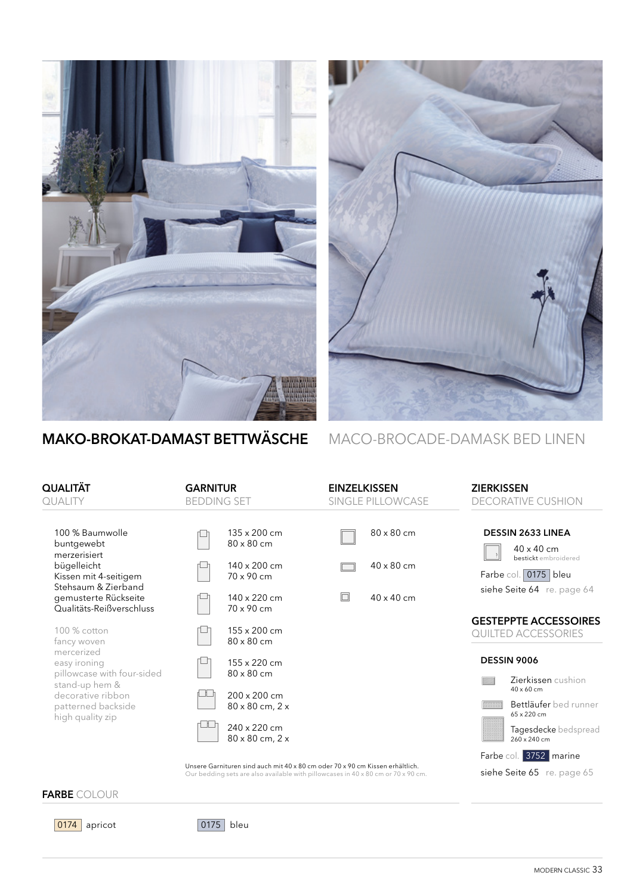## MAKO-BROKAT-DAMAST BETTWÄSCHE MACO-BROCADE-DAMASK BED LINEN

### QUALITÄT
QUALITY

100 % Baumwolle
buntgewebt
merzerisiert
bügelleicht
Kissen mit 4-seitigem Stehsaum & Zierband
gemusterte Rückseite
Qualitäts-Reißverschluss

100 % cotton
fancy woven
mercerized
easy ironing
pillowcase with four-sided stand-up hem & decorative ribbon
patterned backside
high quality zip

### GARNITUR
BEDDING SET

- 135 x 200 cm, 80 x 80 cm
- 140 x 200 cm, 70 x 90 cm
- 140 x 220 cm, 70 x 90 cm
- 155 x 200 cm, 80 x 80 cm
- 155 x 220 cm, 80 x 80 cm
- 200 x 200 cm, 80 x 80 cm, 2 x
- 240 x 220 cm, 80 x 80 cm, 2 x

Unsere Garnituren sind auch mit 40 x 80 cm oder 70 x 90 cm Kissen erhältlich.
Our bedding sets are also available with pillowcases in 40 x 80 cm or 70 x 90 cm.

### EINZELKISSEN
SINGLE PILLOWCASE

- 80 x 80 cm
- 40 x 80 cm
- 40 x 40 cm

### ZIERKISSEN
DECORATIVE CUSHION

**DESSIN 2633 LINEA**

40 x 40 cm
bestickt embroidered

Farbe col. 0175 bleu
siehe Seite 64 re. page 64

### GESTEPPTE ACCESSOIRES
QUILTED ACCESSORIES

**DESSIN 9006**

- Zierkissen cushion 40 x 60 cm
- Bettläufer bed runner 65 x 220 cm
- Tagesdecke bedspread 260 x 240 cm

Farbe col. 3752 marine
siehe Seite 65 re. page 65

### FARBE COLOUR

0174 apricot
0175 bleu